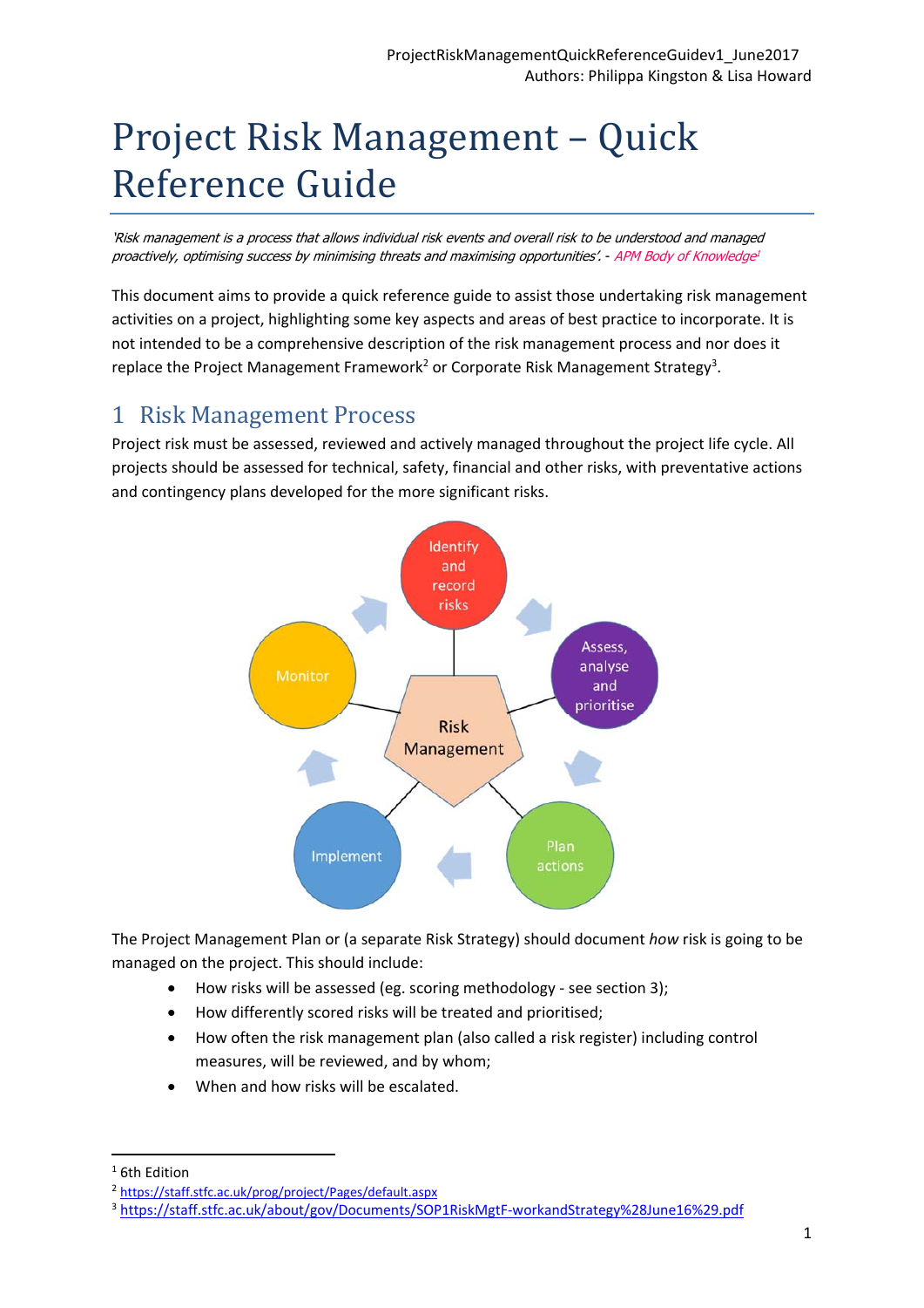# Project Risk Management – Quick Reference Guide

*'Risk management is a process that allows individual risk events and overall risk to be understood and managed proactively, optimising success by minimising threats and maximising opportunities'.* - *APM Body of Knowledge*[1]

This document aims to provide a quick reference guide to assist those undertaking risk management activities on a project, highlighting some key aspects and areas of best practice to incorporate. It is not intended to be a comprehensive description of the risk management process and nor does it replace the Project Management Framework[2] or Corporate Risk Management Strategy[3].

## 1 Risk Management Process

Project risk must be assessed, reviewed and actively managed throughout the project life cycle. All projects should be assessed for technical, safety, financial and other risks, with preventative actions and contingency plans developed for the more significant risks.

The Project Management Plan or (a separate Risk Strategy) should document *how* risk is going to be managed on the project. This should include:

- How risks will be assessed (eg. scoring methodology - see section 3);
- How differently scored risks will be treated and prioritised;
- How often the risk management plan (also called a risk register) including control measures, will be reviewed, and by whom;
- When and how risks will be escalated.

[1] 6th Edition
[2] https://staff.stfc.ac.uk/prog/project/Pages/default.aspx
[3] https://staff.stfc.ac.uk/about/gov/Documents/SOP1RiskMgtF-workandStrategy%28June16%29.pdf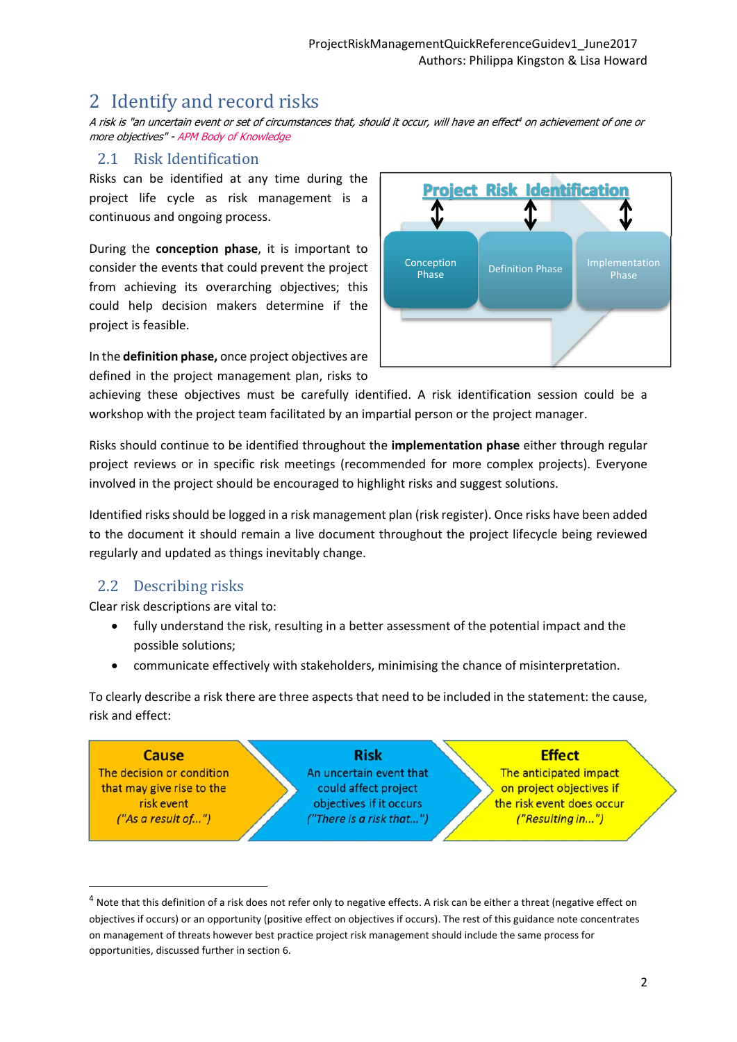# 2 Identify and record risks

*A risk is "an uncertain event or set of circumstances that, should it occur, will have an effect[4] on achievement of one or more objectives" - APM Body of Knowledge*

## 2.1 Risk Identification

Risks can be identified at any time during the project life cycle as risk management is a continuous and ongoing process.

Project Risk Identification

Conception Phase | Definition Phase | Implementation Phase

During the **conception phase**, it is important to consider the events that could prevent the project from achieving its overarching objectives; this could help decision makers determine if the project is feasible.

In the **definition phase,** once project objectives are defined in the project management plan, risks to achieving these objectives must be carefully identified. A risk identification session could be a workshop with the project team facilitated by an impartial person or the project manager.

Risks should continue to be identified throughout the **implementation phase** either through regular project reviews or in specific risk meetings (recommended for more complex projects). Everyone involved in the project should be encouraged to highlight risks and suggest solutions.

Identified risks should be logged in a risk management plan (risk register). Once risks have been added to the document it should remain a live document throughout the project lifecycle being reviewed regularly and updated as things inevitably change.

## 2.2 Describing risks

Clear risk descriptions are vital to:

- fully understand the risk, resulting in a better assessment of the potential impact and the possible solutions;
- communicate effectively with stakeholders, minimising the chance of misinterpretation.

To clearly describe a risk there are three aspects that need to be included in the statement: the cause, risk and effect:

| Cause | Risk | Effect |
|---|---|---|
| The decision or condition that may give rise to the risk event<br>*("As a result of...")* | An uncertain event that could affect project objectives if it occurs<br>*("There is a risk that...")* | The anticipated impact on project objectives if the risk event does occur<br>*("Resulting in...")* |

---

[4] Note that this definition of a risk does not refer only to negative effects. A risk can be either a threat (negative effect on objectives if occurs) or an opportunity (positive effect on objectives if occurs). The rest of this guidance note concentrates on management of threats however best practice project risk management should include the same process for opportunities, discussed further in section 6.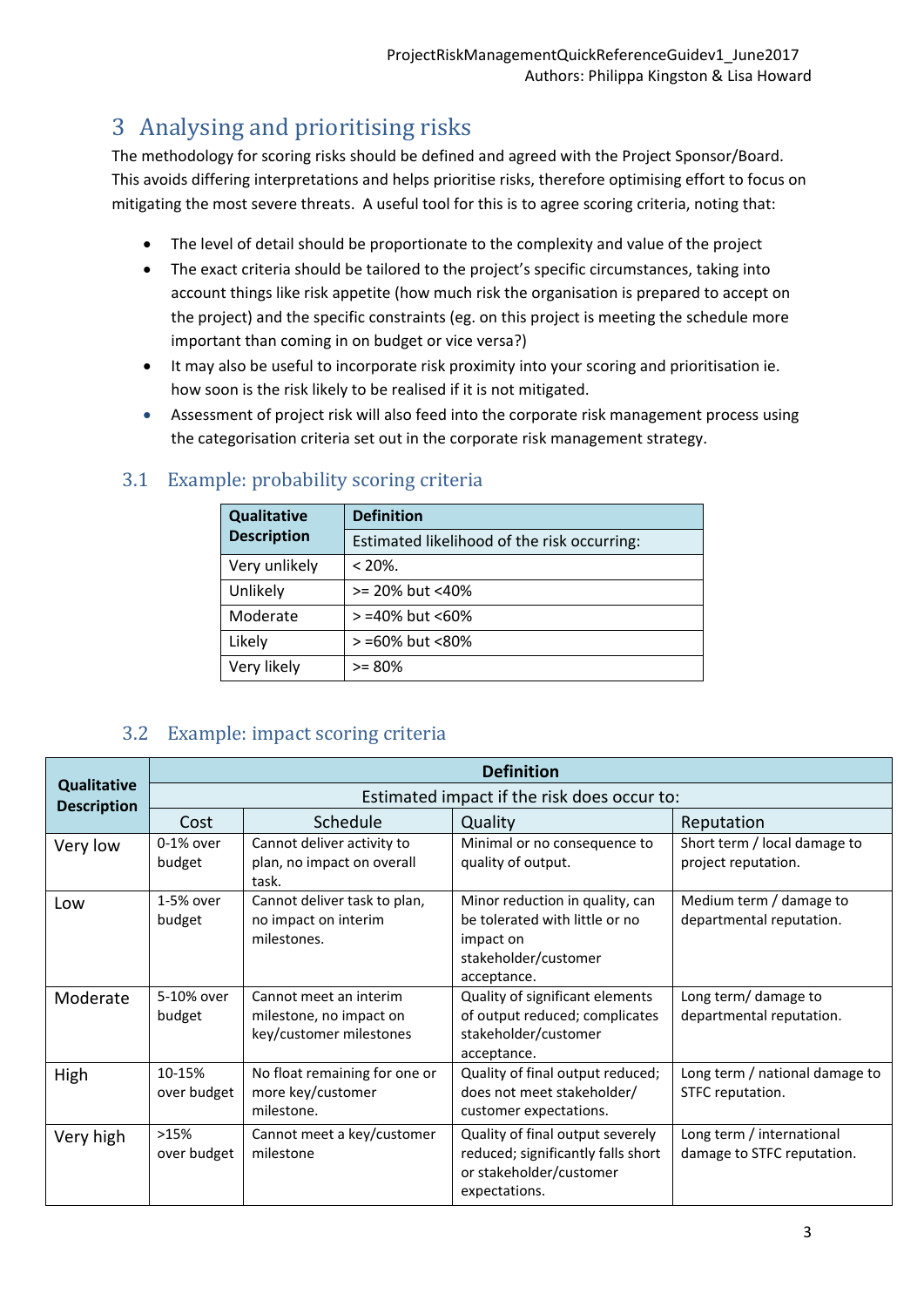## 3 Analysing and prioritising risks

The methodology for scoring risks should be defined and agreed with the Project Sponsor/Board. This avoids differing interpretations and helps prioritise risks, therefore optimising effort to focus on mitigating the most severe threats. A useful tool for this is to agree scoring criteria, noting that:

- The level of detail should be proportionate to the complexity and value of the project
- The exact criteria should be tailored to the project's specific circumstances, taking into account things like risk appetite (how much risk the organisation is prepared to accept on the project) and the specific constraints (eg. on this project is meeting the schedule more important than coming in on budget or vice versa?)
- It may also be useful to incorporate risk proximity into your scoring and prioritisation ie. how soon is the risk likely to be realised if it is not mitigated.
- Assessment of project risk will also feed into the corporate risk management process using the categorisation criteria set out in the corporate risk management strategy.

### 3.1 Example: probability scoring criteria

| Qualitative Description | Definition |
|---|---|
| | Estimated likelihood of the risk occurring: |
| Very unlikely | < 20%. |
| Unlikely | >= 20% but <40% |
| Moderate | > =40% but <60% |
| Likely | > =60% but <80% |
| Very likely | >= 80% |

### 3.2 Example: impact scoring criteria

| Qualitative Description | Definition | | | |
|---|---|---|---|---|
| | Estimated impact if the risk does occur to: | | | |
| | Cost | Schedule | Quality | Reputation |
| Very low | 0-1% over budget | Cannot deliver activity to plan, no impact on overall task. | Minimal or no consequence to quality of output. | Short term / local damage to project reputation. |
| Low | 1-5% over budget | Cannot deliver task to plan, no impact on interim milestones. | Minor reduction in quality, can be tolerated with little or no impact on stakeholder/customer acceptance. | Medium term / damage to departmental reputation. |
| Moderate | 5-10% over budget | Cannot meet an interim milestone, no impact on key/customer milestones | Quality of significant elements of output reduced; complicates stakeholder/customer acceptance. | Long term/ damage to departmental reputation. |
| High | 10-15% over budget | No float remaining for one or more key/customer milestone. | Quality of final output reduced; does not meet stakeholder/ customer expectations. | Long term / national damage to STFC reputation. |
| Very high | >15% over budget | Cannot meet a key/customer milestone | Quality of final output severely reduced; significantly falls short or stakeholder/customer expectations. | Long term / international damage to STFC reputation. |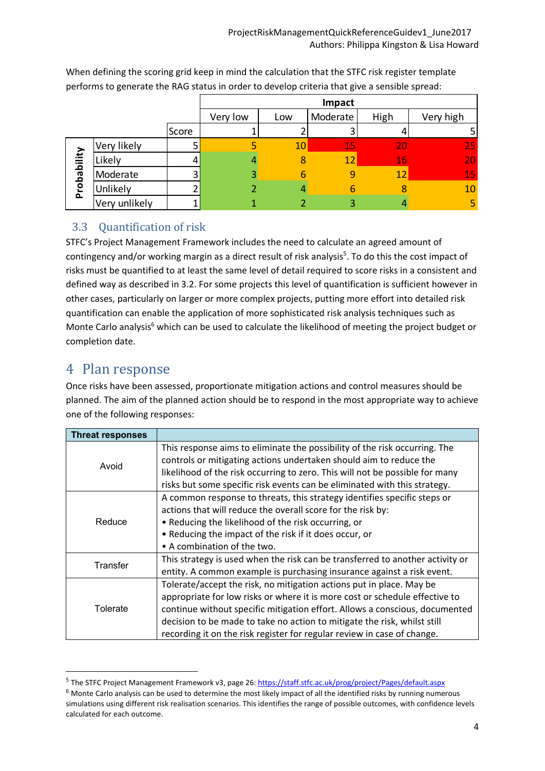When defining the scoring grid keep in mind the calculation that the STFC risk register template performs to generate the RAG status in order to develop criteria that give a sensible spread:

| | | | Impact | | | | |
|---|---|---|---|---|---|---|---|
| | | | Very low | Low | Moderate | High | Very high |
| | | Score | 1 | 2 | 3 | 4 | 5 |
| Probability | Very likely | 5 | 5 | 10 | 15 | 20 | 25 |
| | Likely | 4 | 4 | 8 | 12 | 16 | 20 |
| | Moderate | 3 | 3 | 6 | 9 | 12 | 15 |
| | Unlikely | 2 | 2 | 4 | 6 | 8 | 10 |
| | Very unlikely | 1 | 1 | 2 | 3 | 4 | 5 |

## 3.3 Quantification of risk

STFC's Project Management Framework includes the need to calculate an agreed amount of contingency and/or working margin as a direct result of risk analysis[5]. To do this the cost impact of risks must be quantified to at least the same level of detail required to score risks in a consistent and defined way as described in 3.2. For some projects this level of quantification is sufficient however in other cases, particularly on larger or more complex projects, putting more effort into detailed risk quantification can enable the application of more sophisticated risk analysis techniques such as Monte Carlo analysis[6] which can be used to calculate the likelihood of meeting the project budget or completion date.

# 4 Plan response

Once risks have been assessed, proportionate mitigation actions and control measures should be planned. The aim of the planned action should be to respond in the most appropriate way to achieve one of the following responses:

| Threat responses | |
|---|---|
| Avoid | This response aims to eliminate the possibility of the risk occurring. The controls or mitigating actions undertaken should aim to reduce the likelihood of the risk occurring to zero. This will not be possible for many risks but some specific risk events can be eliminated with this strategy. |
| Reduce | A common response to threats, this strategy identifies specific steps or actions that will reduce the overall score for the risk by:<br>• Reducing the likelihood of the risk occurring, or<br>• Reducing the impact of the risk if it does occur, or<br>• A combination of the two. |
| Transfer | This strategy is used when the risk can be transferred to another activity or entity. A common example is purchasing insurance against a risk event. |
| Tolerate | Tolerate/accept the risk, no mitigation actions put in place. May be appropriate for low risks or where it is more cost or schedule effective to continue without specific mitigation effort. Allows a conscious, documented decision to be made to take no action to mitigate the risk, whilst still recording it on the risk register for regular review in case of change. |

---

[5] The STFC Project Management Framework v3, page 26: https://staff.stfc.ac.uk/prog/project/Pages/default.aspx

[6] Monte Carlo analysis can be used to determine the most likely impact of all the identified risks by running numerous simulations using different risk realisation scenarios. This identifies the range of possible outcomes, with confidence levels calculated for each outcome.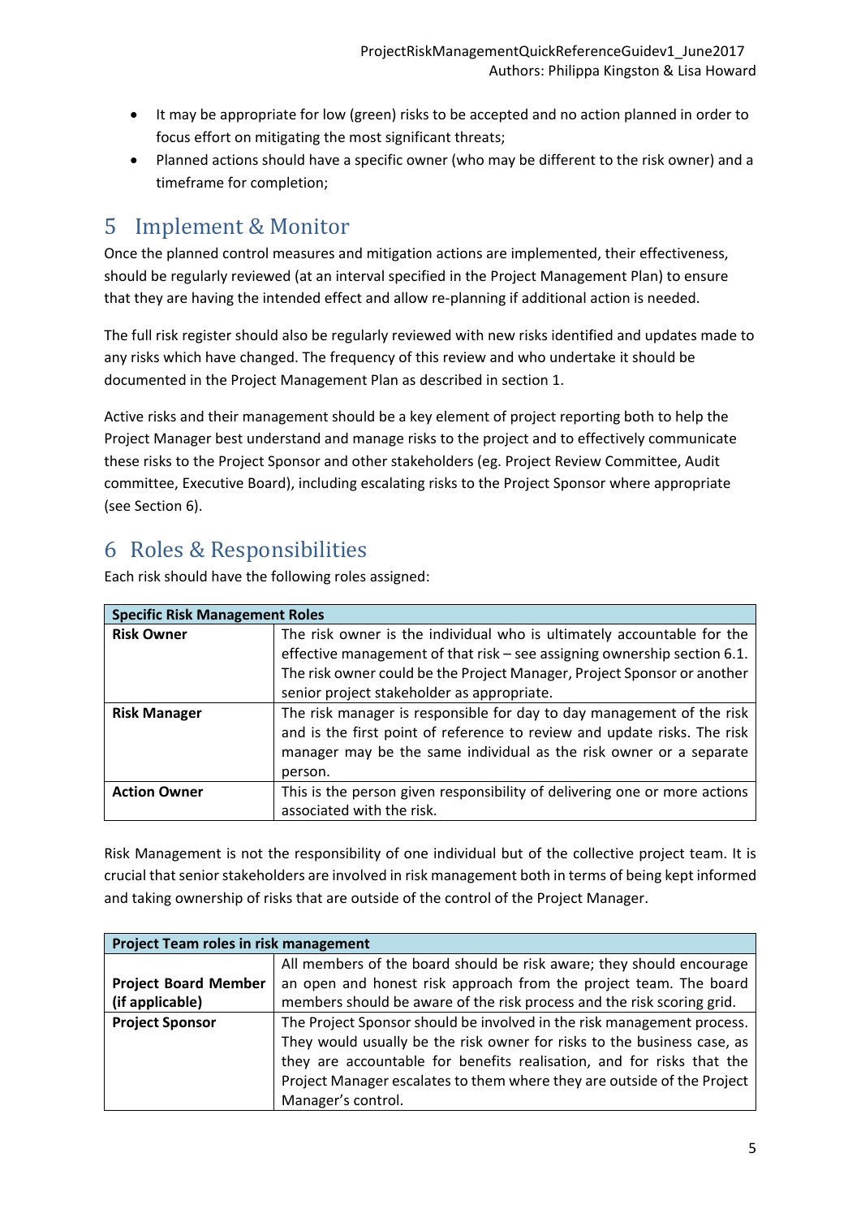- It may be appropriate for low (green) risks to be accepted and no action planned in order to focus effort on mitigating the most significant threats;
- Planned actions should have a specific owner (who may be different to the risk owner) and a timeframe for completion;

## 5 Implement & Monitor

Once the planned control measures and mitigation actions are implemented, their effectiveness, should be regularly reviewed (at an interval specified in the Project Management Plan) to ensure that they are having the intended effect and allow re-planning if additional action is needed.

The full risk register should also be regularly reviewed with new risks identified and updates made to any risks which have changed. The frequency of this review and who undertake it should be documented in the Project Management Plan as described in section 1.

Active risks and their management should be a key element of project reporting both to help the Project Manager best understand and manage risks to the project and to effectively communicate these risks to the Project Sponsor and other stakeholders (eg. Project Review Committee, Audit committee, Executive Board), including escalating risks to the Project Sponsor where appropriate (see Section 6).

## 6 Roles & Responsibilities

Each risk should have the following roles assigned:

| **Specific Risk Management Roles** | |
|---|---|
| **Risk Owner** | The risk owner is the individual who is ultimately accountable for the effective management of that risk – see assigning ownership section 6.1. The risk owner could be the Project Manager, Project Sponsor or another senior project stakeholder as appropriate. |
| **Risk Manager** | The risk manager is responsible for day to day management of the risk and is the first point of reference to review and update risks. The risk manager may be the same individual as the risk owner or a separate person. |
| **Action Owner** | This is the person given responsibility of delivering one or more actions associated with the risk. |

Risk Management is not the responsibility of one individual but of the collective project team. It is crucial that senior stakeholders are involved in risk management both in terms of being kept informed and taking ownership of risks that are outside of the control of the Project Manager.

| **Project Team roles in risk management** | |
|---|---|
| **Project Board Member (if applicable)** | All members of the board should be risk aware; they should encourage an open and honest risk approach from the project team. The board members should be aware of the risk process and the risk scoring grid. |
| **Project Sponsor** | The Project Sponsor should be involved in the risk management process. They would usually be the risk owner for risks to the business case, as they are accountable for benefits realisation, and for risks that the Project Manager escalates to them where they are outside of the Project Manager's control. |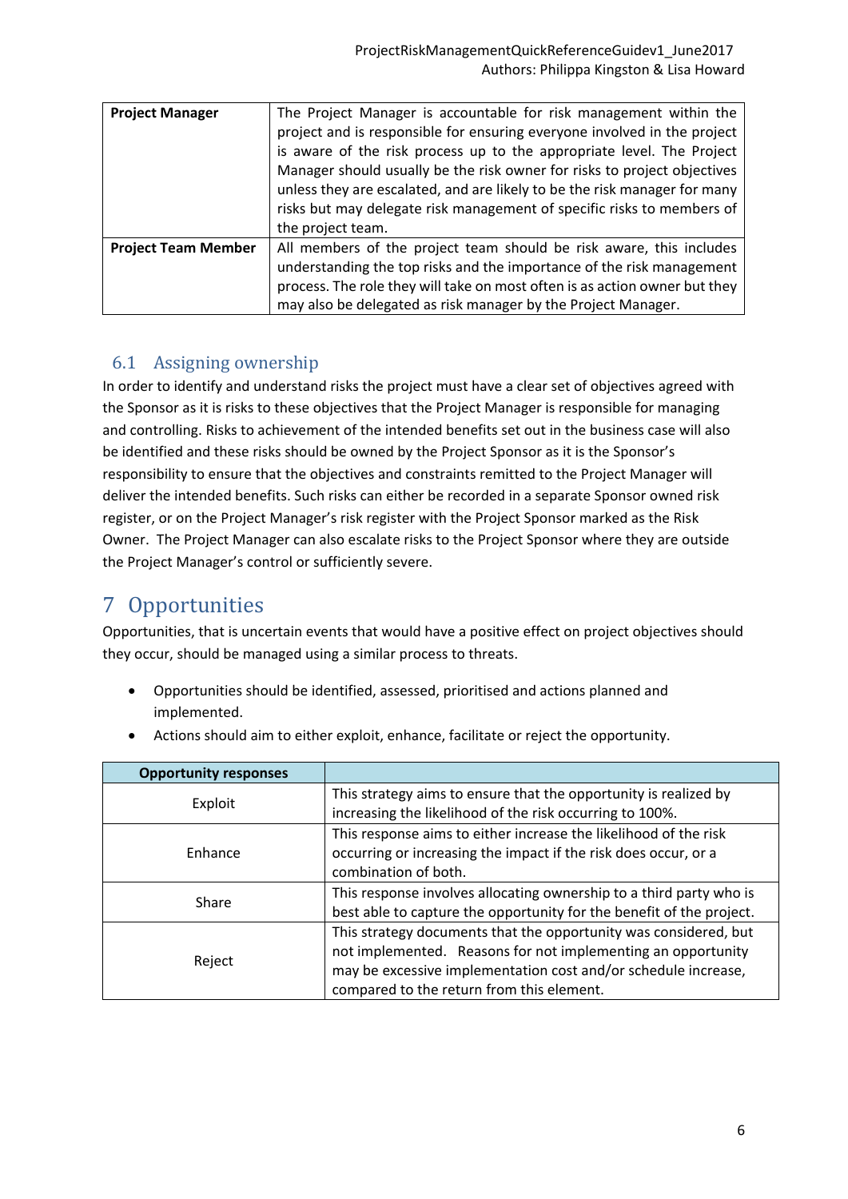| | |
|---|---|
| **Project Manager** | The Project Manager is accountable for risk management within the project and is responsible for ensuring everyone involved in the project is aware of the risk process up to the appropriate level. The Project Manager should usually be the risk owner for risks to project objectives unless they are escalated, and are likely to be the risk manager for many risks but may delegate risk management of specific risks to members of the project team. |
| **Project Team Member** | All members of the project team should be risk aware, this includes understanding the top risks and the importance of the risk management process. The role they will take on most often is as action owner but they may also be delegated as risk manager by the Project Manager. |

## 6.1 Assigning ownership

In order to identify and understand risks the project must have a clear set of objectives agreed with the Sponsor as it is risks to these objectives that the Project Manager is responsible for managing and controlling. Risks to achievement of the intended benefits set out in the business case will also be identified and these risks should be owned by the Project Sponsor as it is the Sponsor's responsibility to ensure that the objectives and constraints remitted to the Project Manager will deliver the intended benefits. Such risks can either be recorded in a separate Sponsor owned risk register, or on the Project Manager's risk register with the Project Sponsor marked as the Risk Owner. The Project Manager can also escalate risks to the Project Sponsor where they are outside the Project Manager's control or sufficiently severe.

# 7 Opportunities

Opportunities, that is uncertain events that would have a positive effect on project objectives should they occur, should be managed using a similar process to threats.

- Opportunities should be identified, assessed, prioritised and actions planned and implemented.
- Actions should aim to either exploit, enhance, facilitate or reject the opportunity.

| Opportunity responses | |
|---|---|
| Exploit | This strategy aims to ensure that the opportunity is realized by increasing the likelihood of the risk occurring to 100%. |
| Enhance | This response aims to either increase the likelihood of the risk occurring or increasing the impact if the risk does occur, or a combination of both. |
| Share | This response involves allocating ownership to a third party who is best able to capture the opportunity for the benefit of the project. |
| Reject | This strategy documents that the opportunity was considered, but not implemented. Reasons for not implementing an opportunity may be excessive implementation cost and/or schedule increase, compared to the return from this element. |